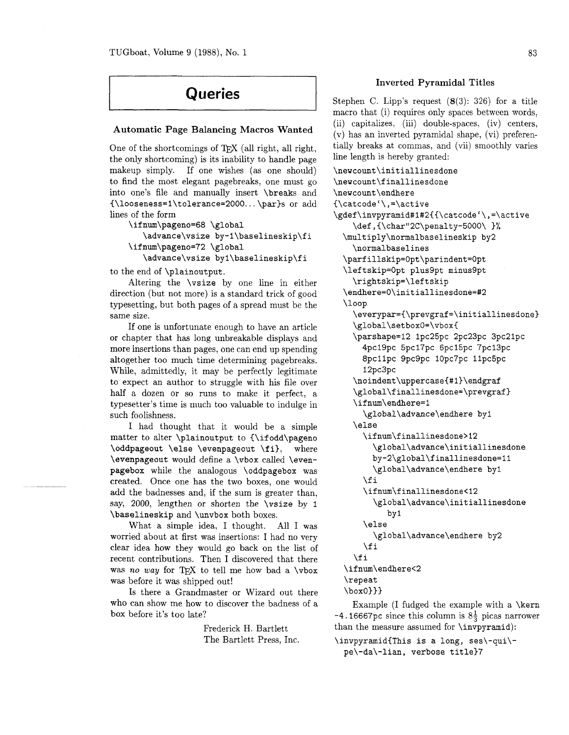# Queries

## Automatic Page Balancing Macros Wanted

One of the shortcomings of TeX (all right, all right, the only shortcoming) is its inability to handle page makeup simply. If one wishes (as one should) to find the most elegant pagebreaks, one must go into one's file and manually insert `\break`s and `{\looseness=1\tolerance=2000...\par}`s or add lines of the form

```
\ifnum\pageno=68 \global
   \advance\vsize by-1\baselineskip\fi
\ifnum\pageno=72 \global
   \advance\vsize by1\baselineskip\fi
```

to the end of `\plainoutput`.

Altering the `\vsize` by one line in either direction (but not more) is a standard trick of good typesetting, but both pages of a spread must be the same size.

If one is unfortunate enough to have an article or chapter that has long unbreakable displays and more insertions than pages, one can end up spending altogether too much time determining pagebreaks. While, admittedly, it may be perfectly legitimate to expect an author to struggle with his file over half a dozen or so runs to make it perfect, a typesetter's time is much too valuable to indulge in such foolishness.

I had thought that it would be a simple matter to alter `\plainoutput` to `{\ifodd\pageno \oddpageout \else \evenpageout \fi}`, where `\evenpageout` would define a `\vbox` called `\evenpagebox` while the analogous `\oddpagebox` was created. Once one has the two boxes, one would add the badnesses and, if the sum is greater than, say, 2000, *lengthen* or *shorten* the `\vsize` by 1 `\baselineskip` and `\unvbox` both boxes.

What a simple idea, I thought. All I was worried about at first was insertions: I had no very clear idea how they would go back on the list of recent contributions. Then I discovered that there was *no way* for TeX to tell me how bad a `\vbox` was before it was shipped out!

Is there a Grandmaster or Wizard out there who can show me how to discover the badness of a box before it's too late?

Frederick H. Bartlett
The Bartlett Press, Inc.

## Inverted Pyramidal Titles

Stephen C. Lipp's request (**8**(3): 326) for a title macro that (i) requires only spaces between words, (ii) capitalizes, (iii) double-spaces, (iv) centers, (v) has an inverted pyramidal shape, (vi) preferentially breaks at commas, and (vii) smoothly varies line length is hereby granted:

```
\newcount\initiallinesdone
\newcount\finallinesdone
\newcount\endhere
{\catcode`\,=\active
\gdef\invpyramid#1#2{{\catcode`\,=\active
   \def,{\char"2C\penalty-5000\ }%
  \multiply\normalbaselineskip by2
   \normalbaselines
  \parfillskip=0pt\parindent=0pt
  \leftskip=0pt plus9pt minus9pt
   \rightskip=\leftskip
  \endhere=0\initiallinesdone=#2
  \loop
   \everypar={\prevgraf=\initiallinesdone}
   \global\setbox0=\vbox{
   \parshape=12 1pc25pc 2pc23pc 3pc21pc
     4pc19pc 5pc17pc 6pc15pc 7pc13pc
     8pc11pc 9pc9pc 10pc7pc 11pc5pc
     12pc3pc
   \noindent\uppercase{#1}\endgraf
   \global\finallinesdone=\prevgraf}
   \ifnum\endhere=1
     \global\advance\endhere by1
   \else
     \ifnum\finallinesdone>12
       \global\advance\initiallinesdone
       by-2\global\finallinesdone=11
       \global\advance\endhere by1
     \fi
     \ifnum\finallinesdone<12
       \global\advance\initiallinesdone
          by1
     \else
       \global\advance\endhere by2
     \fi
   \fi
  \ifnum\endhere<2
  \repeat
  \box0}}}
```

Example (I fudged the example with a `\kern -4.16667pc` since this column is $8\frac{1}{3}$ picas narrower than the measure assumed for `\invpyramid`):

```
\invpyramid{This is a long, ses\-qui\-
  pe\-da\-lian, verbose title}7
```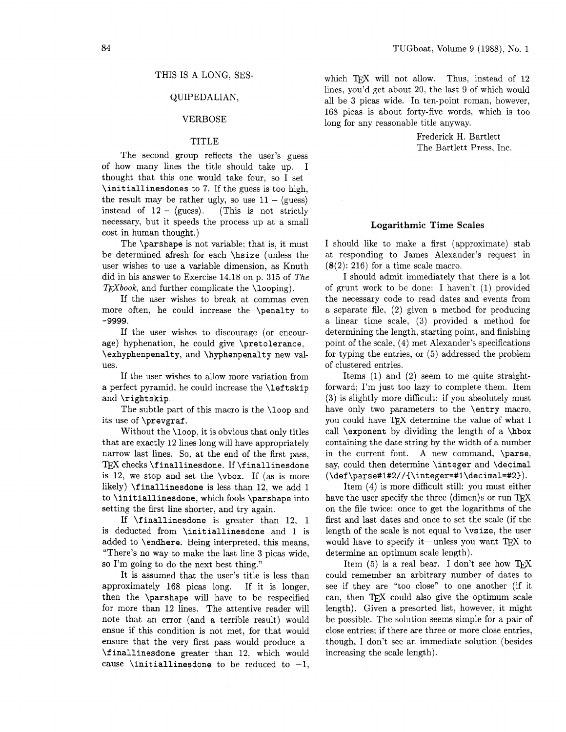THIS IS A LONG, SES-

QUIPEDALIAN,

VERBOSE

TITLE

The second group reflects the user's guess of how many lines the title should take up. I thought that this one would take four, so I set `\initiallinesdones` to 7. If the guess is too high, the result may be rather ugly, so use 11 − ⟨guess⟩ instead of 12 − ⟨guess⟩. (This is not strictly necessary, but it speeds the process up at a small cost in human thought.)

The `\parshape` is not variable; that is, it must be determined afresh for each `\hsize` (unless the user wishes to use a variable dimension, as Knuth did in his answer to Exercise 14.18 on p. 315 of *The TEXbook*, and further complicate the `\looping`).

If the user wishes to break at commas even more often, he could increase the `\penalty` to `-9999`.

If the user wishes to discourage (or encourage) hyphenation, he could give `\pretolerance`, `\exhyphenpenalty`, and `\hyphenpenalty` new values.

If the user wishes to allow more variation from a perfect pyramid, he could increase the `\leftskip` and `\rightskip`.

The subtle part of this macro is the `\loop` and its use of `\prevgraf`.

Without the `\loop`, it is obvious that only titles that are exactly 12 lines long will have appropriately narrow last lines. So, at the end of the first pass, TEX checks `\finallinesdone`. If `\finallinesdone` is 12, we stop and set the `\vbox`. If (as is more likely) `\finallinesdone` is less than 12, we add 1 to `\initiallinesdone`, which fools `\parshape` into setting the first line shorter, and try again.

If `\finallinesdone` is greater than 12, 1 is deducted from `\initiallinesdone` and 1 is added to `\endhere`. Being interpreted, this means, "There's no way to make the last line 3 picas wide, so I'm going to do the next best thing."

It is assumed that the user's title is less than approximately 168 picas long. If it is longer, then the `\parshape` will have to be respecified for more than 12 lines. The attentive reader will note that an error (and a terrible result) would ensue if this condition is not met, for that would ensure that the very first pass would produce a `\finallinesdone` greater than 12, which would cause `\initiallinesdone` to be reduced to −1, which TEX will not allow. Thus, instead of 12 lines, you'd get about 20, the last 9 of which would all be 3 picas wide. In ten-point roman, however, 168 picas is about forty-five words, which is too long for any reasonable title anyway.

Frederick H. Bartlett
The Bartlett Press, Inc.

## Logarithmic Time Scales

I should like to make a first (approximate) stab at responding to James Alexander's request in (**8**(2): 216) for a time scale macro.

I should admit immediately that there is a lot of grunt work to be done: I haven't (1) provided the necessary code to read dates and events from a separate file, (2) given a method for producing a linear time scale, (3) provided a method for determining the length, starting point, and finishing point of the scale, (4) met Alexander's specifications for typing the entries, or (5) addressed the problem of clustered entries.

Items (1) and (2) seem to me quite straightforward; I'm just too lazy to complete them. Item (3) is slightly more difficult: if you absolutely must have only two parameters to the `\entry` macro, you could have TEX determine the value of what I call `\exponent` by dividing the length of a `\hbox` containing the date string by the width of a number in the current font. A new command, `\parse`, say, could then determine `\integer` and `\decimal` (`\def\parse#1#2//{\integer=#1\decimal=#2}`).

Item (4) is more difficult still: you must either have the user specify the three ⟨dimen⟩s or run TEX on the file twice: once to get the logarithms of the first and last dates and once to set the scale (if the length of the scale is not equal to `\vsize`, the user would have to specify it—unless you want TEX to determine an optimum scale length).

Item (5) is a real bear. I don't see how TEX could remember an arbitrary number of dates to see if they are "too close" to one another (if it can, then TEX could also give the optimum scale length). Given a presorted list, however, it might be possible. The solution seems simple for a pair of close entries; if there are three or more close entries, though, I don't see an immediate solution (besides increasing the scale length).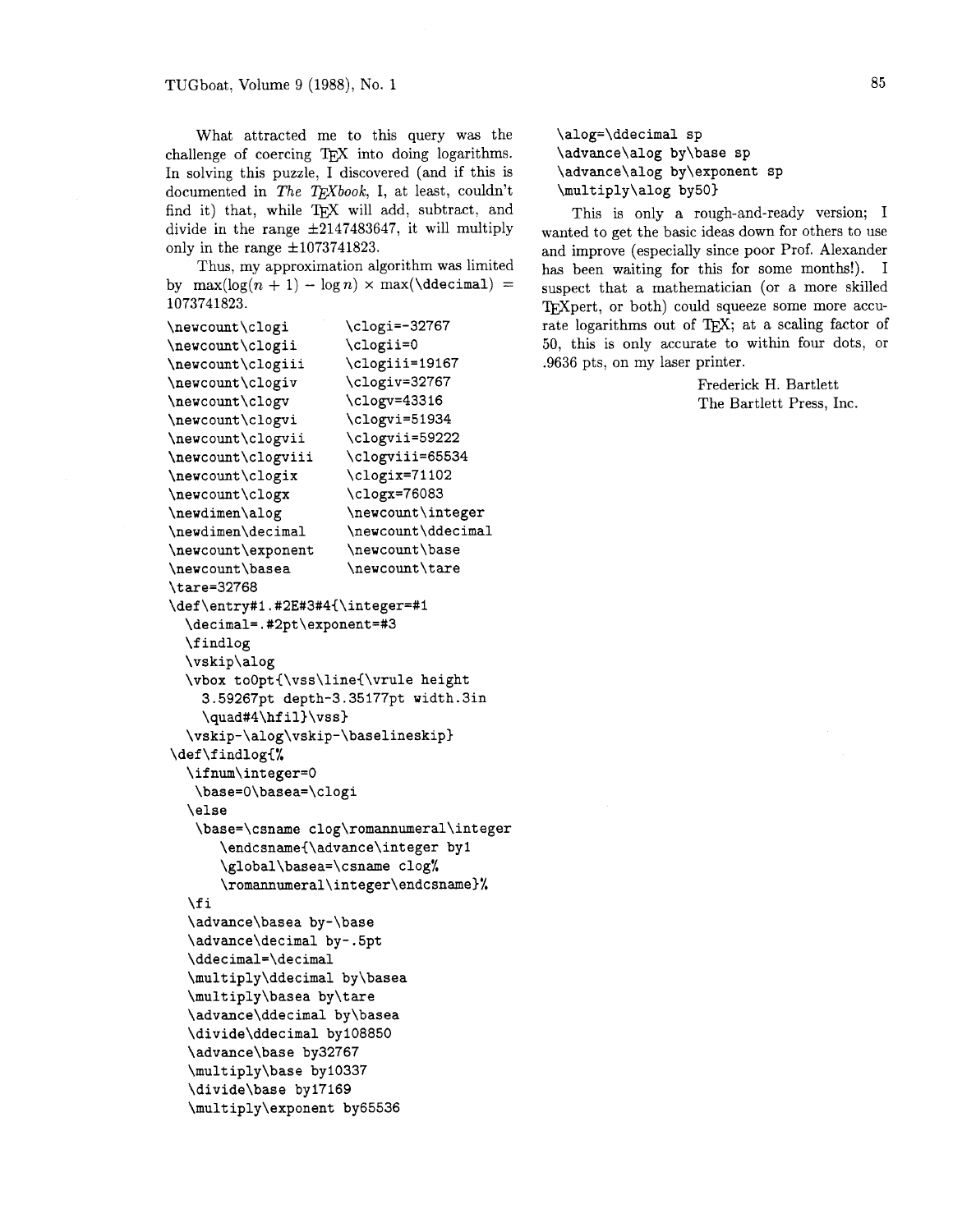What attracted me to this query was the challenge of coercing TeX into doing logarithms. In solving this puzzle, I discovered (and if this is documented in *The TeXbook*, I, at least, couldn't find it) that, while TeX will add, subtract, and divide in the range ±2147483647, it will multiply only in the range ±1073741823.

Thus, my approximation algorithm was limited by $\max(\log(n+1) - \log n) \times \max(\texttt{\textbackslash ddecimal}) = 1073741823$.

```
\newcount\clogi         \clogi=-32767
\newcount\clogii        \clogii=0
\newcount\clogiii       \clogiii=19167
\newcount\clogiv        \clogiv=32767
\newcount\clogv         \clogv=43316
\newcount\clogvi        \clogvi=51934
\newcount\clogvii       \clogvii=59222
\newcount\clogviii      \clogviii=65534
\newcount\clogix        \clogix=71102
\newcount\clogx         \clogx=76083
\newdimen\alog          \newcount\integer
\newdimen\decimal       \newcount\ddecimal
\newcount\exponent      \newcount\base
\newcount\basea         \newcount\tare
\tare=32768
\def\entry#1.#2E#3#4{\integer=#1
  \decimal=.#2pt\exponent=#3
  \findlog
  \vskip\alog
  \vbox to0pt{\vss\line{\vrule height
    3.59267pt depth-3.35177pt width.3in
    \quad#4\hfil}\vss}
  \vskip-\alog\vskip-\baselineskip}
\def\findlog{%
  \ifnum\integer=0
   \base=0\basea=\clogi
  \else
   \base=\csname clog\romannumeral\integer
      \endcsname{\advance\integer by1
      \global\basea=\csname clog%
      \romannumeral\integer\endcsname}%
  \fi
  \advance\basea by-\base
  \advance\decimal by-.5pt
  \ddecimal=\decimal
  \multiply\ddecimal by\basea
  \multiply\basea by\tare
  \advance\ddecimal by\basea
  \divide\ddecimal by108850
  \advance\base by32767
  \multiply\base by10337
  \divide\base by17169
  \multiply\exponent by65536
  \alog=\ddecimal sp
  \advance\alog by\base sp
  \advance\alog by\exponent sp
  \multiply\alog by50}
```

This is only a rough-and-ready version; I wanted to get the basic ideas down for others to use and improve (especially since poor Prof. Alexander has been waiting for this for some months!). I suspect that a mathematician (or a more skilled TeXpert, or both) could squeeze some more accurate logarithms out of TeX; at a scaling factor of 50, this is only accurate to within four dots, or .9636 pts, on my laser printer.

Frederick H. Bartlett
The Bartlett Press, Inc.